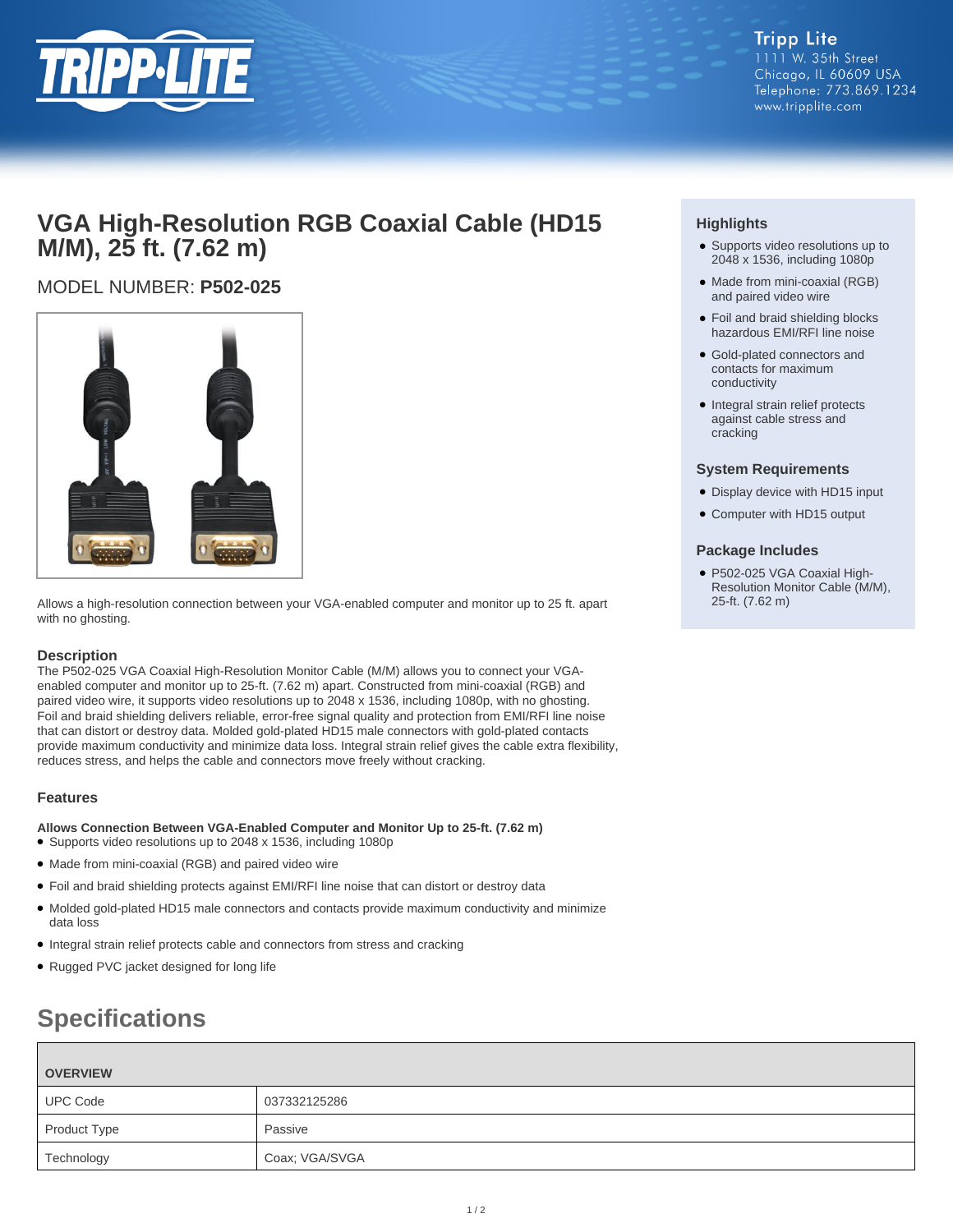Tripp Lite
1111 W. 35th Street
Chicago, IL 60609 USA
Telephone: 773.869.1234
www.tripplite.com

# VGA High-Resolution RGB Coaxial Cable (HD15 M/M), 25 ft. (7.62 m)

MODEL NUMBER: **P502-025**

Allows a high-resolution connection between your VGA-enabled computer and monitor up to 25 ft. apart with no ghosting.

### Highlights

- Supports video resolutions up to 2048 x 1536, including 1080p
- Made from mini-coaxial (RGB) and paired video wire
- Foil and braid shielding blocks hazardous EMI/RFI line noise
- Gold-plated connectors and contacts for maximum conductivity
- Integral strain relief protects against cable stress and cracking

### System Requirements

- Display device with HD15 input
- Computer with HD15 output

### Package Includes

- P502-025 VGA Coaxial High-Resolution Monitor Cable (M/M), 25-ft. (7.62 m)

### Description

The P502-025 VGA Coaxial High-Resolution Monitor Cable (M/M) allows you to connect your VGA-enabled computer and monitor up to 25-ft. (7.62 m) apart. Constructed from mini-coaxial (RGB) and paired video wire, it supports video resolutions up to 2048 x 1536, including 1080p, with no ghosting. Foil and braid shielding delivers reliable, error-free signal quality and protection from EMI/RFI line noise that can distort or destroy data. Molded gold-plated HD15 male connectors with gold-plated contacts provide maximum conductivity and minimize data loss. Integral strain relief gives the cable extra flexibility, reduces stress, and helps the cable and connectors move freely without cracking.

### Features

**Allows Connection Between VGA-Enabled Computer and Monitor Up to 25-ft. (7.62 m)**

- Supports video resolutions up to 2048 x 1536, including 1080p
- Made from mini-coaxial (RGB) and paired video wire
- Foil and braid shielding protects against EMI/RFI line noise that can distort or destroy data
- Molded gold-plated HD15 male connectors and contacts provide maximum conductivity and minimize data loss
- Integral strain relief protects cable and connectors from stress and cracking
- Rugged PVC jacket designed for long life

## Specifications

| OVERVIEW | |
|---|---|
| UPC Code | 037332125286 |
| Product Type | Passive |
| Technology | Coax; VGA/SVGA |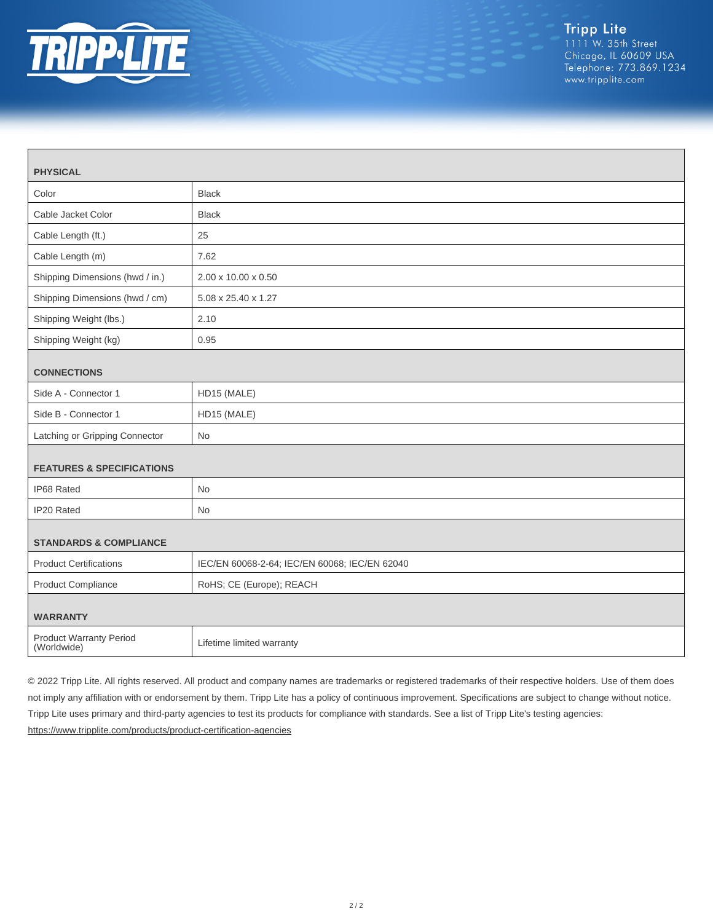Tripp Lite
1111 W. 35th Street
Chicago, IL 60609 USA
Telephone: 773.869.1234
www.tripplite.com

| | |
|---|---|
| **PHYSICAL** | |
| Color | Black |
| Cable Jacket Color | Black |
| Cable Length (ft.) | 25 |
| Cable Length (m) | 7.62 |
| Shipping Dimensions (hwd / in.) | 2.00 x 10.00 x 0.50 |
| Shipping Dimensions (hwd / cm) | 5.08 x 25.40 x 1.27 |
| Shipping Weight (lbs.) | 2.10 |
| Shipping Weight (kg) | 0.95 |
| **CONNECTIONS** | |
| Side A - Connector 1 | HD15 (MALE) |
| Side B - Connector 1 | HD15 (MALE) |
| Latching or Gripping Connector | No |
| **FEATURES & SPECIFICATIONS** | |
| IP68 Rated | No |
| IP20 Rated | No |
| **STANDARDS & COMPLIANCE** | |
| Product Certifications | IEC/EN 60068-2-64; IEC/EN 60068; IEC/EN 62040 |
| Product Compliance | RoHS; CE (Europe); REACH |
| **WARRANTY** | |
| Product Warranty Period (Worldwide) | Lifetime limited warranty |

© 2022 Tripp Lite. All rights reserved. All product and company names are trademarks or registered trademarks of their respective holders. Use of them does not imply any affiliation with or endorsement by them. Tripp Lite has a policy of continuous improvement. Specifications are subject to change without notice. Tripp Lite uses primary and third-party agencies to test its products for compliance with standards. See a list of Tripp Lite's testing agencies: https://www.tripplite.com/products/product-certification-agencies